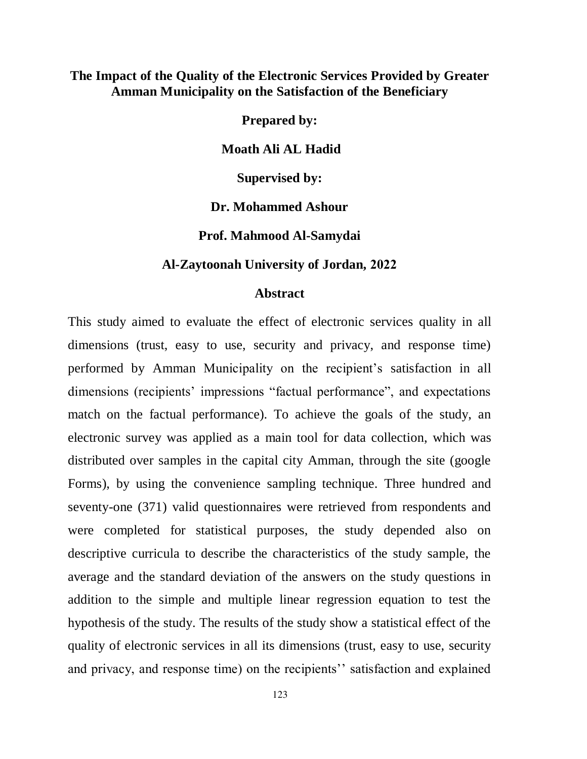# The Impact of the Quality of the Electronic Services Provided by Greater Amman Municipality on the Satisfaction of the Beneficiary

**Prepared by:**

**Moath Ali AL Hadid**

**Supervised by:**

**Dr. Mohammed Ashour**

**Prof. Mahmood Al-Samydai**

**Al-Zaytoonah University of Jordan, 2022**

## Abstract

This study aimed to evaluate the effect of electronic services quality in all dimensions (trust, easy to use, security and privacy, and response time) performed by Amman Municipality on the recipient's satisfaction in all dimensions (recipients' impressions "factual performance", and expectations match on the factual performance). To achieve the goals of the study, an electronic survey was applied as a main tool for data collection, which was distributed over samples in the capital city Amman, through the site (google Forms), by using the convenience sampling technique. Three hundred and seventy-one (371) valid questionnaires were retrieved from respondents and were completed for statistical purposes, the study depended also on descriptive curricula to describe the characteristics of the study sample, the average and the standard deviation of the answers on the study questions in addition to the simple and multiple linear regression equation to test the hypothesis of the study. The results of the study show a statistical effect of the quality of electronic services in all its dimensions (trust, easy to use, security and privacy, and response time) on the recipients'' satisfaction and explained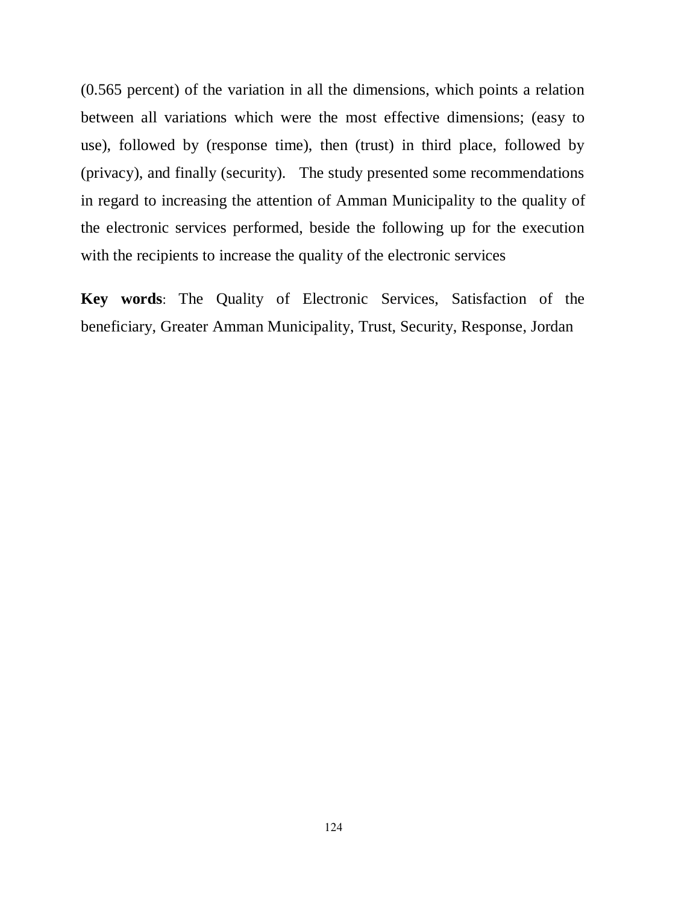(0.565 percent) of the variation in all the dimensions, which points a relation between all variations which were the most effective dimensions; (easy to use), followed by (response time), then (trust) in third place, followed by (privacy), and finally (security). The study presented some recommendations in regard to increasing the attention of Amman Municipality to the quality of the electronic services performed, beside the following up for the execution with the recipients to increase the quality of the electronic services

**Key words**: The Quality of Electronic Services, Satisfaction of the beneficiary, Greater Amman Municipality, Trust, Security, Response, Jordan